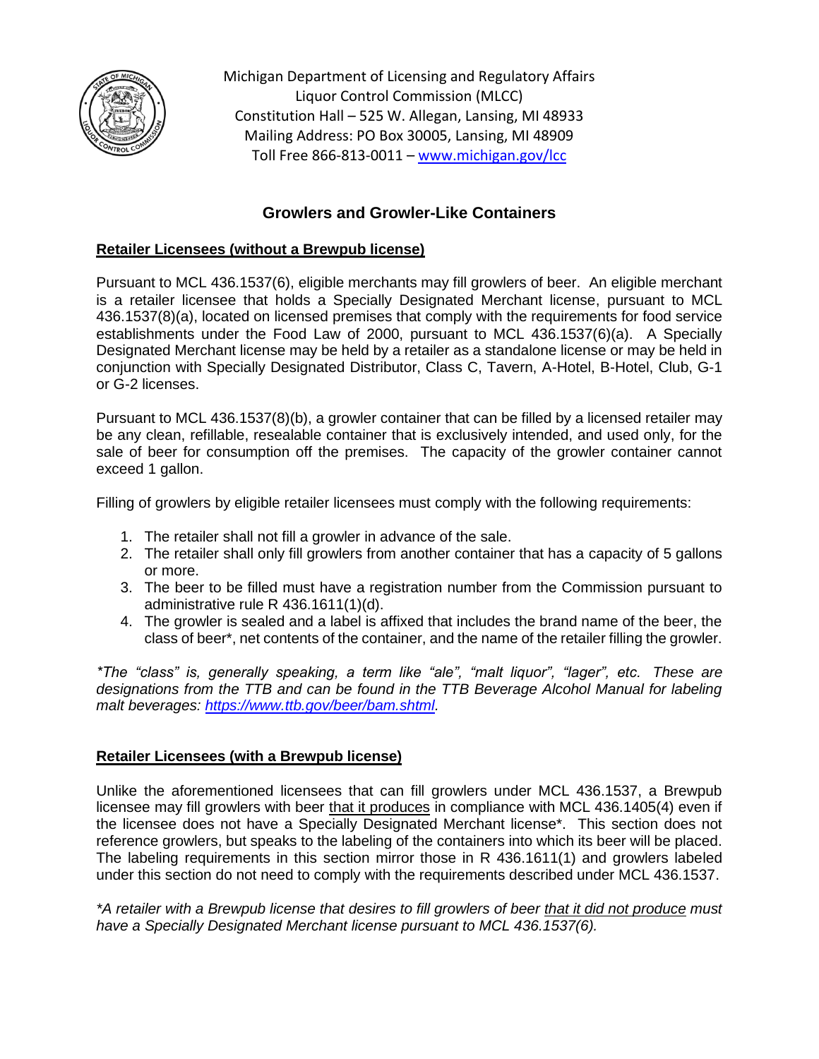Michigan Department of Licensing and Regulatory Affairs
Liquor Control Commission (MLCC)
Constitution Hall – 525 W. Allegan, Lansing, MI 48933
Mailing Address: PO Box 30005, Lansing, MI 48909
Toll Free 866-813-0011 – www.michigan.gov/lcc

## Growlers and Growler-Like Containers

### Retailer Licensees (without a Brewpub license)

Pursuant to MCL 436.1537(6), eligible merchants may fill growlers of beer. An eligible merchant is a retailer licensee that holds a Specially Designated Merchant license, pursuant to MCL 436.1537(8)(a), located on licensed premises that comply with the requirements for food service establishments under the Food Law of 2000, pursuant to MCL 436.1537(6)(a). A Specially Designated Merchant license may be held by a retailer as a standalone license or may be held in conjunction with Specially Designated Distributor, Class C, Tavern, A-Hotel, B-Hotel, Club, G-1 or G-2 licenses.

Pursuant to MCL 436.1537(8)(b), a growler container that can be filled by a licensed retailer may be any clean, refillable, resealable container that is exclusively intended, and used only, for the sale of beer for consumption off the premises. The capacity of the growler container cannot exceed 1 gallon.

Filling of growlers by eligible retailer licensees must comply with the following requirements:

1. The retailer shall not fill a growler in advance of the sale.
2. The retailer shall only fill growlers from another container that has a capacity of 5 gallons or more.
3. The beer to be filled must have a registration number from the Commission pursuant to administrative rule R 436.1611(1)(d).
4. The growler is sealed and a label is affixed that includes the brand name of the beer, the class of beer*, net contents of the container, and the name of the retailer filling the growler.

*\*The "class" is, generally speaking, a term like "ale", "malt liquor", "lager", etc. These are designations from the TTB and can be found in the TTB Beverage Alcohol Manual for labeling malt beverages: https://www.ttb.gov/beer/bam.shtml.*

### Retailer Licensees (with a Brewpub license)

Unlike the aforementioned licensees that can fill growlers under MCL 436.1537, a Brewpub licensee may fill growlers with beer <u>that it produces</u> in compliance with MCL 436.1405(4) even if the licensee does not have a Specially Designated Merchant license*. This section does not reference growlers, but speaks to the labeling of the containers into which its beer will be placed. The labeling requirements in this section mirror those in R 436.1611(1) and growlers labeled under this section do not need to comply with the requirements described under MCL 436.1537.

*\*A retailer with a Brewpub license that desires to fill growlers of beer <u>that it did not produce</u> must have a Specially Designated Merchant license pursuant to MCL 436.1537(6).*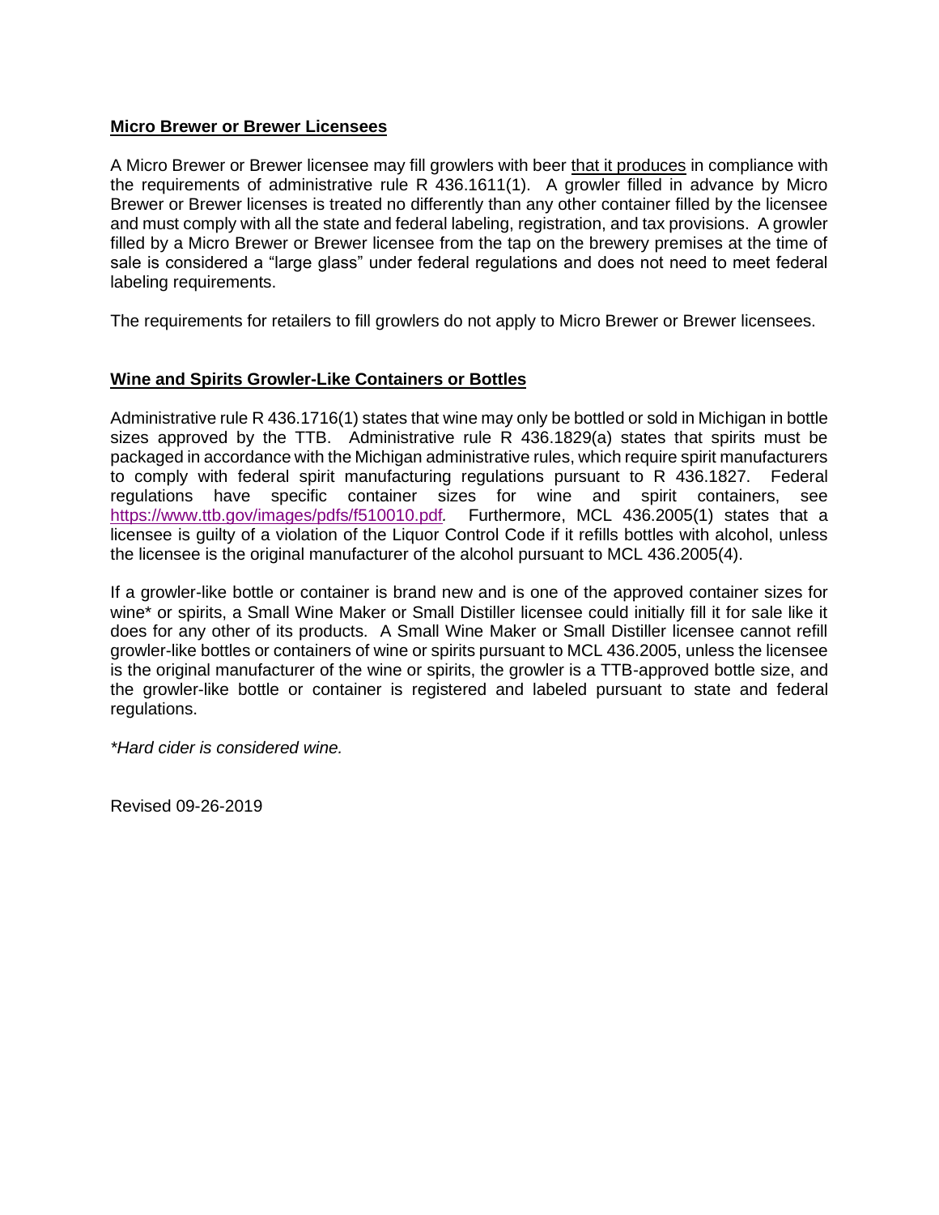**Micro Brewer or Brewer Licensees**

A Micro Brewer or Brewer licensee may fill growlers with beer that it produces in compliance with the requirements of administrative rule R 436.1611(1). A growler filled in advance by Micro Brewer or Brewer licenses is treated no differently than any other container filled by the licensee and must comply with all the state and federal labeling, registration, and tax provisions. A growler filled by a Micro Brewer or Brewer licensee from the tap on the brewery premises at the time of sale is considered a "large glass" under federal regulations and does not need to meet federal labeling requirements.

The requirements for retailers to fill growlers do not apply to Micro Brewer or Brewer licensees.

**Wine and Spirits Growler-Like Containers or Bottles**

Administrative rule R 436.1716(1) states that wine may only be bottled or sold in Michigan in bottle sizes approved by the TTB. Administrative rule R 436.1829(a) states that spirits must be packaged in accordance with the Michigan administrative rules, which require spirit manufacturers to comply with federal spirit manufacturing regulations pursuant to R 436.1827. Federal regulations have specific container sizes for wine and spirit containers, see https://www.ttb.gov/images/pdfs/f510010.pdf. Furthermore, MCL 436.2005(1) states that a licensee is guilty of a violation of the Liquor Control Code if it refills bottles with alcohol, unless the licensee is the original manufacturer of the alcohol pursuant to MCL 436.2005(4).

If a growler-like bottle or container is brand new and is one of the approved container sizes for wine* or spirits, a Small Wine Maker or Small Distiller licensee could initially fill it for sale like it does for any other of its products. A Small Wine Maker or Small Distiller licensee cannot refill growler-like bottles or containers of wine or spirits pursuant to MCL 436.2005, unless the licensee is the original manufacturer of the wine or spirits, the growler is a TTB-approved bottle size, and the growler-like bottle or container is registered and labeled pursuant to state and federal regulations.

*\*Hard cider is considered wine.*

Revised 09-26-2019